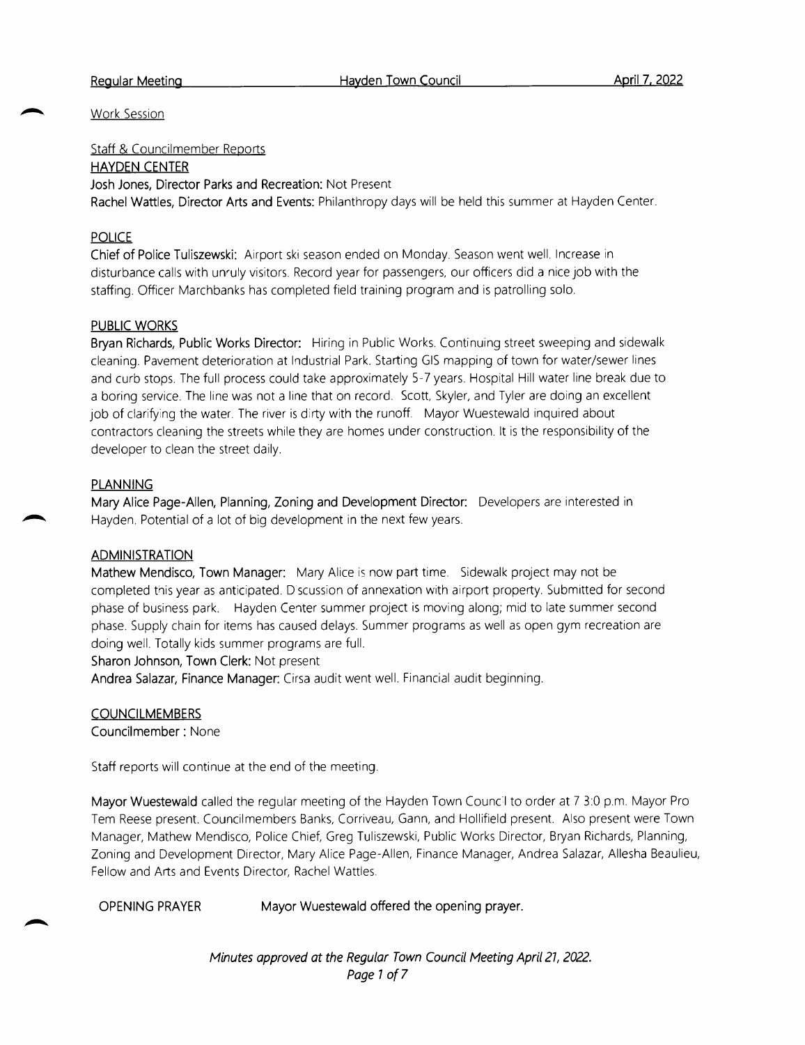Work Session

Staff & Councilmember Reports

**HAYDEN CENTER**

**Josh Jones, Director Parks and Recreation:** Not Present

**Rachel Wattles, Director Arts and Events:** Philanthropy days will be held this summer at Hayden Center.

**POLICE**

**Chief of Police Tuliszewski:** Airport ski season ended on Monday. Season went well. Increase in disturbance calls with unruly visitors. Record year for passengers, our officers did a nice job with the staffing. Officer Marchbanks has completed field training program and is patrolling solo.

**PUBLIC WORKS**

**Bryan Richards, Public Works Director:** Hiring in Public Works. Continuing street sweeping and sidewalk cleaning. Pavement deterioration at Industrial Park. Starting GIS mapping of town for water/sewer lines and curb stops. The full process could take approximately 5-7 years. Hospital Hill water line break due to a boring service. The line was not a line that on record. Scott, Skyler, and Tyler are doing an excellent job of clarifying the water. The river is dirty with the runoff. Mayor Wuestewald inquired about contractors cleaning the streets while they are homes under construction. It is the responsibility of the developer to clean the street daily.

**PLANNING**

**Mary Alice Page-Allen, Planning, Zoning and Development Director:** Developers are interested in Hayden. Potential of a lot of big development in the next few years.

**ADMINISTRATION**

**Mathew Mendisco, Town Manager:** Mary Alice is now part time. Sidewalk project may not be completed this year as anticipated. Discussion of annexation with airport property. Submitted for second phase of business park. Hayden Center summer project is moving along; mid to late summer second phase. Supply chain for items has caused delays. Summer programs as well as open gym recreation are doing well. Totally kids summer programs are full.

**Sharon Johnson, Town Clerk:** Not present

**Andrea Salazar, Finance Manager:** Cirsa audit went well. Financial audit beginning.

**COUNCILMEMBERS**

**Councilmember :** None

Staff reports will continue at the end of the meeting.

**Mayor Wuestewald** called the regular meeting of the Hayden Town Council to order at 7 3:0 p.m. Mayor Pro Tem Reese present. Councilmembers Banks, Corriveau, Gann, and Hollifield present. Also present were Town Manager, Mathew Mendisco, Police Chief, Greg Tuliszewski, Public Works Director, Bryan Richards, Planning, Zoning and Development Director, Mary Alice Page-Allen, Finance Manager, Andrea Salazar, Allesha Beaulieu, Fellow and Arts and Events Director, Rachel Wattles.

OPENING PRAYER **Mayor Wuestewald offered the opening prayer.**

*Minutes approved at the Regular Town Council Meeting April 21, 2022.*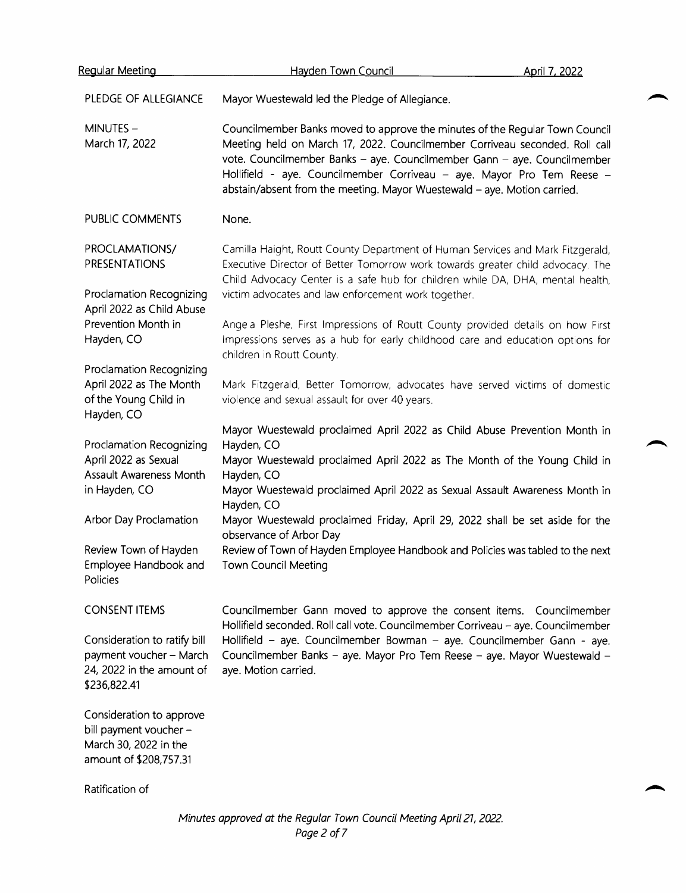PLEDGE OF ALLEGIANCE — Mayor Wuestewald led the Pledge of Allegiance.

MINUTES – March 17, 2022 — Councilmember Banks moved to approve the minutes of the Regular Town Council Meeting held on March 17, 2022. Councilmember Corriveau seconded. Roll call vote. Councilmember Banks – aye. Councilmember Gann – aye. Councilmember Hollifield - aye. Councilmember Corriveau – aye. Mayor Pro Tem Reese – abstain/absent from the meeting. Mayor Wuestewald – aye. Motion carried.

PUBLIC COMMENTS — None.

PROCLAMATIONS/ PRESENTATIONS

Proclamation Recognizing April 2022 as Child Abuse Prevention Month in Hayden, CO

Proclamation Recognizing April 2022 as The Month of the Young Child in Hayden, CO

Proclamation Recognizing April 2022 as Sexual Assault Awareness Month in Hayden, CO

Camilla Haight, Routt County Department of Human Services and Mark Fitzgerald, Executive Director of Better Tomorrow work towards greater child advocacy. The Child Advocacy Center is a safe hub for children while DA, DHA, mental health, victim advocates and law enforcement work together.

Angela Pleshe, First Impressions of Routt County provided details on how First Impressions serves as a hub for early childhood care and education options for children in Routt County.

Mark Fitzgerald, Better Tomorrow, advocates have served victims of domestic violence and sexual assault for over 40 years.

Mayor Wuestewald proclaimed April 2022 as Child Abuse Prevention Month in Hayden, CO

Mayor Wuestewald proclaimed April 2022 as The Month of the Young Child in Hayden, CO

Mayor Wuestewald proclaimed April 2022 as Sexual Assault Awareness Month in Hayden, CO

Arbor Day Proclamation — Mayor Wuestewald proclaimed Friday, April 29, 2022 shall be set aside for the observance of Arbor Day

Review Town of Hayden Employee Handbook and Policies — Review of Town of Hayden Employee Handbook and Policies was tabled to the next Town Council Meeting

CONSENT ITEMS — Councilmember Gann moved to approve the consent items. Councilmember Hollifield seconded. Roll call vote. Councilmember Corriveau – aye. Councilmember Hollifield – aye. Councilmember Bowman – aye. Councilmember Gann - aye. Councilmember Banks – aye. Mayor Pro Tem Reese – aye. Mayor Wuestewald – aye. Motion carried.

Consideration to ratify bill payment voucher – March 24, 2022 in the amount of $236,822.41

Consideration to approve bill payment voucher – March 30, 2022 in the amount of $208,757.31

Ratification of

*Minutes approved at the Regular Town Council Meeting April 21, 2022.*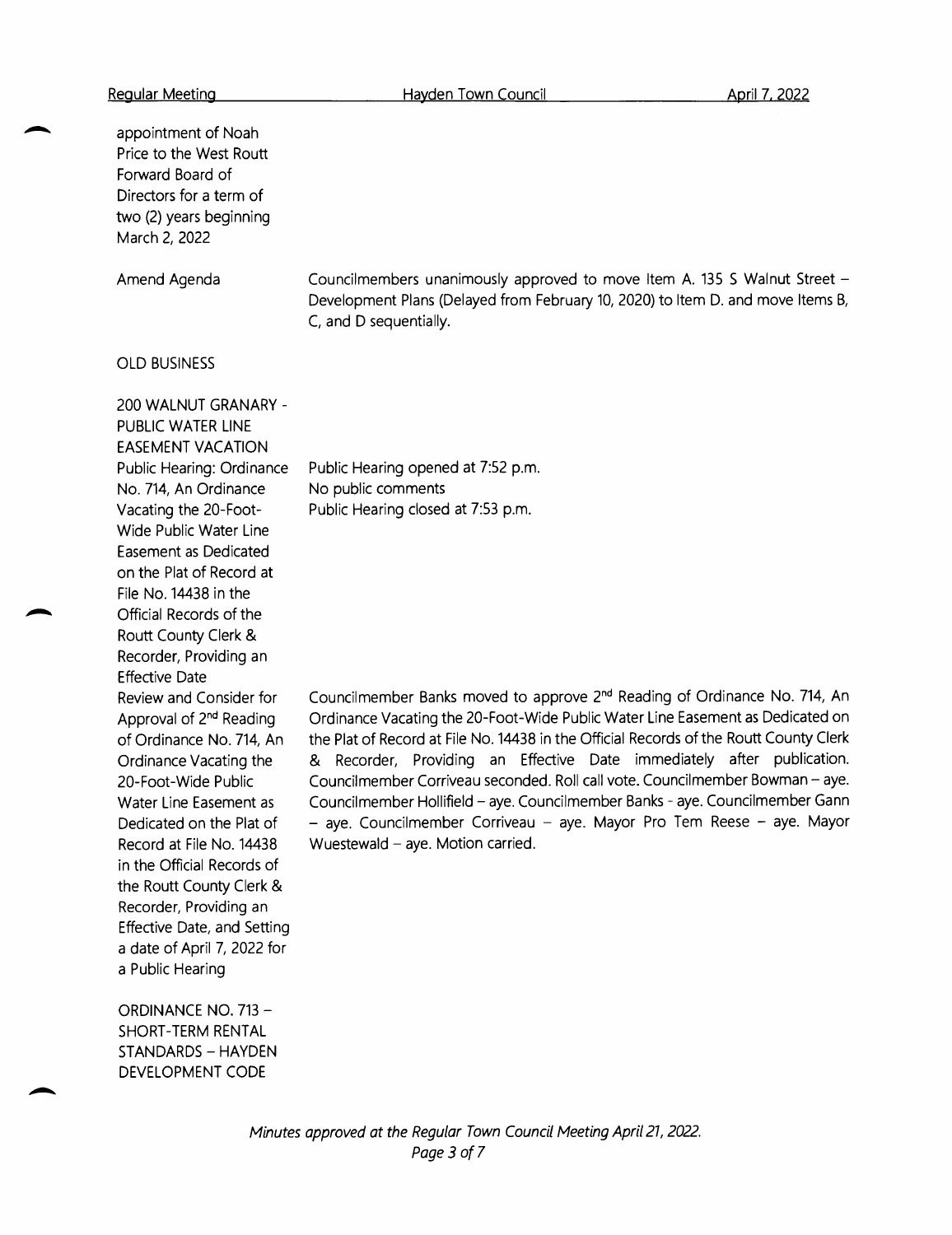appointment of Noah Price to the West Routt Forward Board of Directors for a term of two (2) years beginning March 2, 2022

| | |
|---|---|
| Amend Agenda | Councilmembers unanimously approved to move Item A. 135 S Walnut Street – Development Plans (Delayed from February 10, 2020) to Item D. and move Items B, C, and D sequentially. |

OLD BUSINESS

200 WALNUT GRANARY - PUBLIC WATER LINE EASEMENT VACATION

| | |
|---|---|
| Public Hearing: Ordinance No. 714, An Ordinance Vacating the 20-Foot-Wide Public Water Line Easement as Dedicated on the Plat of Record at File No. 14438 in the Official Records of the Routt County Clerk & Recorder, Providing an Effective Date | Public Hearing opened at 7:52 p.m.<br>No public comments<br>Public Hearing closed at 7:53 p.m. |
| Review and Consider for Approval of 2nd Reading of Ordinance No. 714, An Ordinance Vacating the 20-Foot-Wide Public Water Line Easement as Dedicated on the Plat of Record at File No. 14438 in the Official Records of the Routt County Clerk & Recorder, Providing an Effective Date, and Setting a date of April 7, 2022 for a Public Hearing | Councilmember Banks moved to approve 2nd Reading of Ordinance No. 714, An Ordinance Vacating the 20-Foot-Wide Public Water Line Easement as Dedicated on the Plat of Record at File No. 14438 in the Official Records of the Routt County Clerk & Recorder, Providing an Effective Date immediately after publication. Councilmember Corriveau seconded. Roll call vote. Councilmember Bowman – aye. Councilmember Hollifield – aye. Councilmember Banks - aye. Councilmember Gann – aye. Councilmember Corriveau – aye. Mayor Pro Tem Reese – aye. Mayor Wuestewald – aye. Motion carried. |

ORDINANCE NO. 713 – SHORT-TERM RENTAL STANDARDS – HAYDEN DEVELOPMENT CODE

*Minutes approved at the Regular Town Council Meeting April 21, 2022.*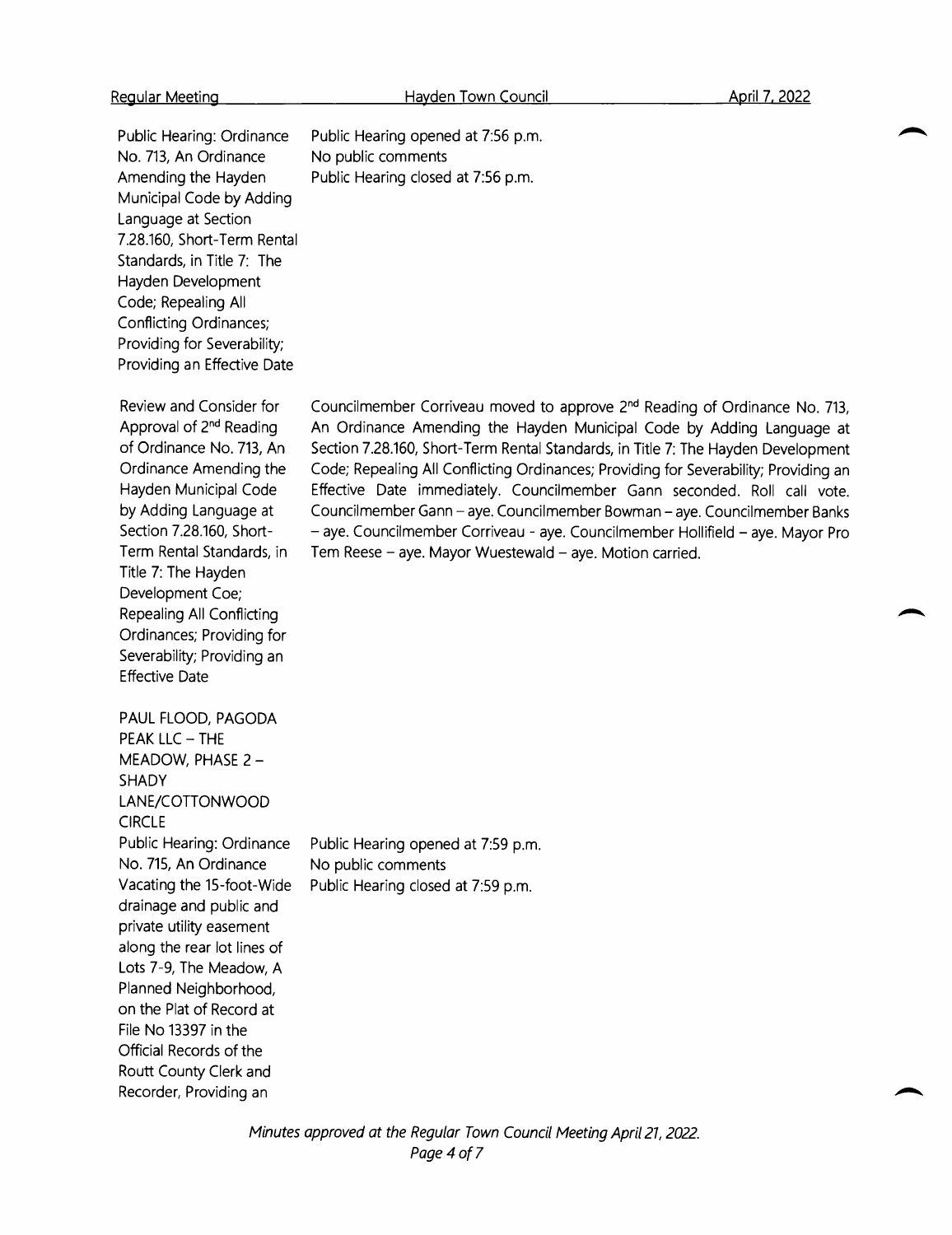| | |
|---|---|
| Public Hearing: Ordinance No. 713, An Ordinance Amending the Hayden Municipal Code by Adding Language at Section 7.28.160, Short-Term Rental Standards, in Title 7: The Hayden Development Code; Repealing All Conflicting Ordinances; Providing for Severability; Providing an Effective Date | Public Hearing opened at 7:56 p.m.<br>No public comments<br>Public Hearing closed at 7:56 p.m. |
| Review and Consider for Approval of 2nd Reading of Ordinance No. 713, An Ordinance Amending the Hayden Municipal Code by Adding Language at Section 7.28.160, Short-Term Rental Standards, in Title 7: The Hayden Development Coe; Repealing All Conflicting Ordinances; Providing for Severability; Providing an Effective Date | Councilmember Corriveau moved to approve 2nd Reading of Ordinance No. 713, An Ordinance Amending the Hayden Municipal Code by Adding Language at Section 7.28.160, Short-Term Rental Standards, in Title 7: The Hayden Development Code; Repealing All Conflicting Ordinances; Providing for Severability; Providing an Effective Date immediately. Councilmember Gann seconded. Roll call vote. Councilmember Gann – aye. Councilmember Bowman – aye. Councilmember Banks – aye. Councilmember Corriveau - aye. Councilmember Hollifield – aye. Mayor Pro Tem Reese – aye. Mayor Wuestewald – aye. Motion carried. |
| PAUL FLOOD, PAGODA PEAK LLC – THE MEADOW, PHASE 2 – SHADY LANE/COTTONWOOD CIRCLE | |
| Public Hearing: Ordinance No. 715, An Ordinance Vacating the 15-foot-Wide drainage and public and private utility easement along the rear lot lines of Lots 7-9, The Meadow, A Planned Neighborhood, on the Plat of Record at File No 13397 in the Official Records of the Routt County Clerk and Recorder, Providing an | Public Hearing opened at 7:59 p.m.<br>No public comments<br>Public Hearing closed at 7:59 p.m. |

*Minutes approved at the Regular Town Council Meeting April 21, 2022.*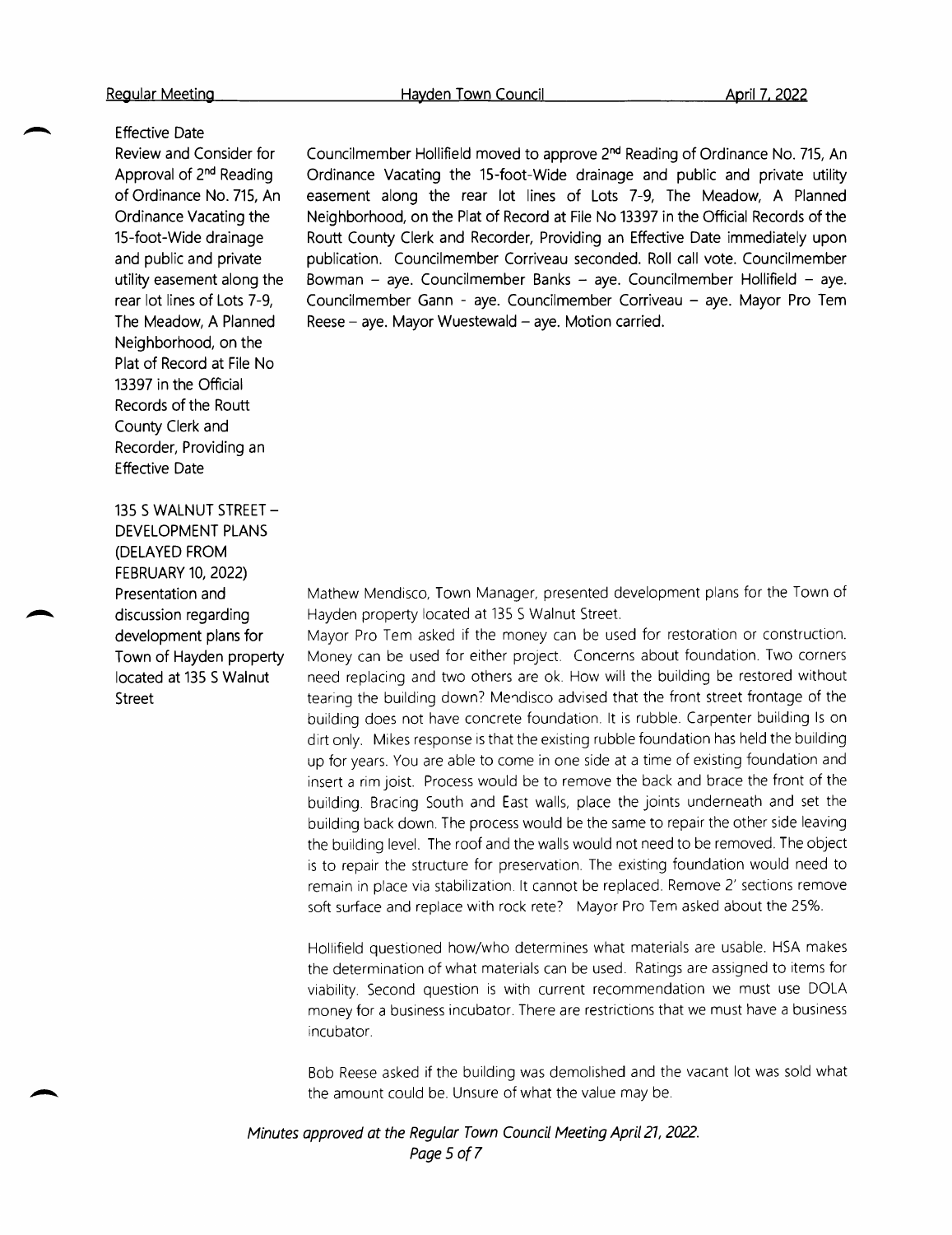Effective Date

Review and Consider for Approval of 2nd Reading of Ordinance No. 715, An Ordinance Vacating the 15-foot-Wide drainage and public and private utility easement along the rear lot lines of Lots 7-9, The Meadow, A Planned Neighborhood, on the Plat of Record at File No 13397 in the Official Records of the Routt County Clerk and Recorder, Providing an Effective Date

Councilmember Hollifield moved to approve 2nd Reading of Ordinance No. 715, An Ordinance Vacating the 15-foot-Wide drainage and public and private utility easement along the rear lot lines of Lots 7-9, The Meadow, A Planned Neighborhood, on the Plat of Record at File No 13397 in the Official Records of the Routt County Clerk and Recorder, Providing an Effective Date immediately upon publication. Councilmember Corriveau seconded. Roll call vote. Councilmember Bowman – aye. Councilmember Banks – aye. Councilmember Hollifield – aye. Councilmember Gann - aye. Councilmember Corriveau – aye. Mayor Pro Tem Reese – aye. Mayor Wuestewald – aye. Motion carried.

135 S WALNUT STREET – DEVELOPMENT PLANS (DELAYED FROM FEBRUARY 10, 2022)

Presentation and discussion regarding development plans for Town of Hayden property located at 135 S Walnut Street

Mathew Mendisco, Town Manager, presented development plans for the Town of Hayden property located at 135 S Walnut Street.

Mayor Pro Tem asked if the money can be used for restoration or construction. Money can be used for either project. Concerns about foundation. Two corners need replacing and two others are ok. How will the building be restored without tearing the building down? Mendisco advised that the front street frontage of the building does not have concrete foundation. It is rubble. Carpenter building Is on dirt only. Mikes response is that the existing rubble foundation has held the building up for years. You are able to come in one side at a time of existing foundation and insert a rim joist. Process would be to remove the back and brace the front of the building. Bracing South and East walls, place the joints underneath and set the building back down. The process would be the same to repair the other side leaving the building level. The roof and the walls would not need to be removed. The object is to repair the structure for preservation. The existing foundation would need to remain in place via stabilization. It cannot be replaced. Remove 2' sections remove soft surface and replace with rock rete? Mayor Pro Tem asked about the 25%.

Hollifield questioned how/who determines what materials are usable. HSA makes the determination of what materials can be used. Ratings are assigned to items for viability. Second question is with current recommendation we must use DOLA money for a business incubator. There are restrictions that we must have a business incubator.

Bob Reese asked if the building was demolished and the vacant lot was sold what the amount could be. Unsure of what the value may be.

*Minutes approved at the Regular Town Council Meeting April 21, 2022.*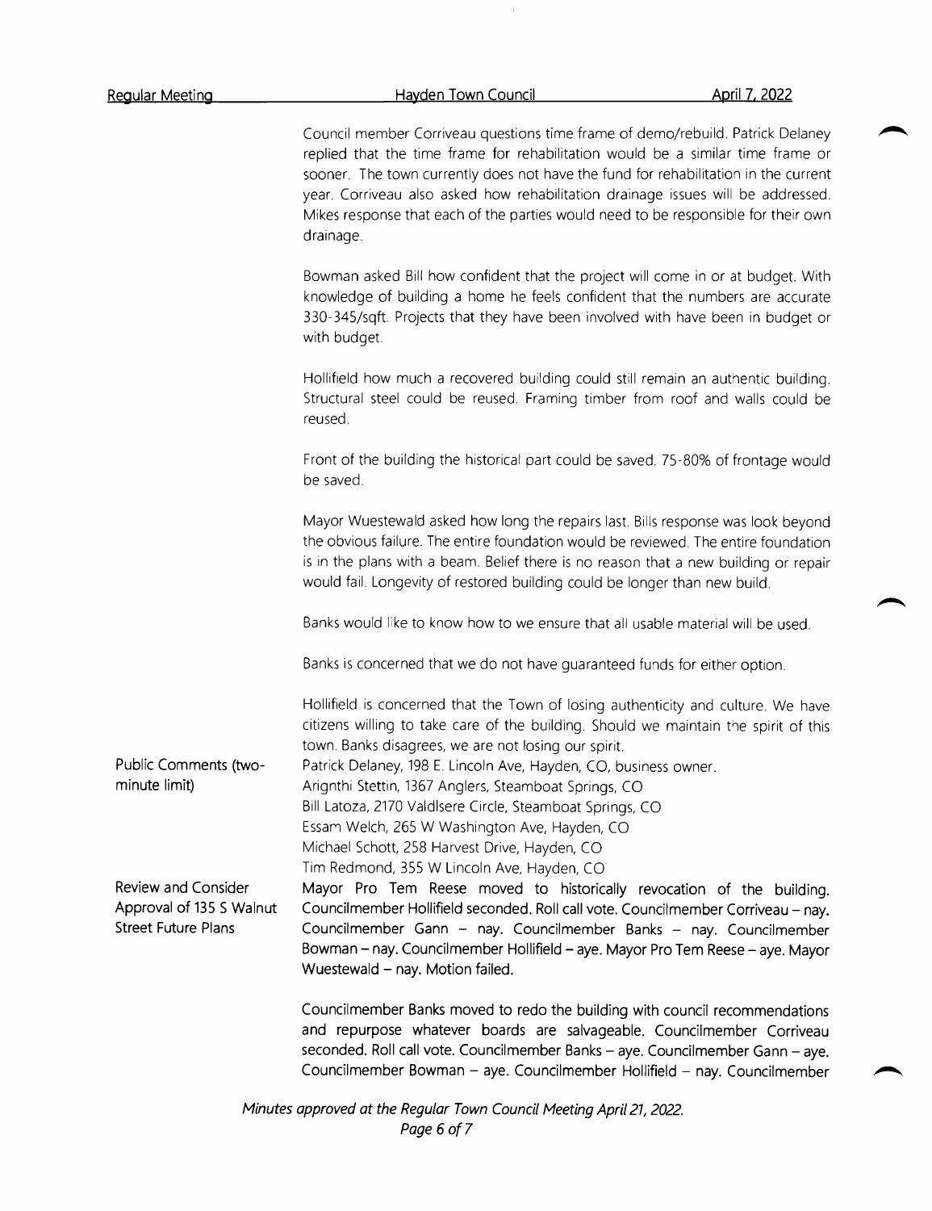Council member Corriveau questions time frame of demo/rebuild. Patrick Delaney replied that the time frame for rehabilitation would be a similar time frame or sooner. The town currently does not have the fund for rehabilitation in the current year. Corriveau also asked how rehabilitation drainage issues will be addressed. Mikes response that each of the parties would need to be responsible for their own drainage.

Bowman asked Bill how confident that the project will come in or at budget. With knowledge of building a home he feels confident that the numbers are accurate 330-345/sqft. Projects that they have been involved with have been in budget or with budget.

Hollifield how much a recovered building could still remain an authentic building. Structural steel could be reused. Framing timber from roof and walls could be reused.

Front of the building the historical part could be saved. 75-80% of frontage would be saved.

Mayor Wuestewald asked how long the repairs last. Bills response was look beyond the obvious failure. The entire foundation would be reviewed. The entire foundation is in the plans with a beam. Belief there is no reason that a new building or repair would fail. Longevity of restored building could be longer than new build.

Banks would like to know how to we ensure that all usable material will be used.

Banks is concerned that we do not have guaranteed funds for either option.

Hollifield is concerned that the Town of losing authenticity and culture. We have citizens willing to take care of the building. Should we maintain the spirit of this town. Banks disagrees, we are not losing our spirit.

**Public Comments (two-minute limit)**

Patrick Delaney, 198 E. Lincoln Ave, Hayden, CO, business owner.
Arignthi Stettin, 1367 Anglers, Steamboat Springs, CO
Bill Latoza, 2170 Valdlsere Circle, Steamboat Springs, CO
Essam Welch, 265 W Washington Ave, Hayden, CO
Michael Schott, 258 Harvest Drive, Hayden, CO
Tim Redmond, 355 W Lincoln Ave, Hayden, CO

**Review and Consider Approval of 135 S Walnut Street Future Plans**

Mayor Pro Tem Reese moved to historically revocation of the building. Councilmember Hollifield seconded. Roll call vote. Councilmember Corriveau – nay. Councilmember Gann – nay. Councilmember Banks – nay. Councilmember Bowman – nay. Councilmember Hollifield – aye. Mayor Pro Tem Reese – aye. Mayor Wuestewald – nay. Motion failed.

Councilmember Banks moved to redo the building with council recommendations and repurpose whatever boards are salvageable. Councilmember Corriveau seconded. Roll call vote. Councilmember Banks – aye. Councilmember Gann – aye. Councilmember Bowman – aye. Councilmember Hollifield – nay. Councilmember

*Minutes approved at the Regular Town Council Meeting April 21, 2022.*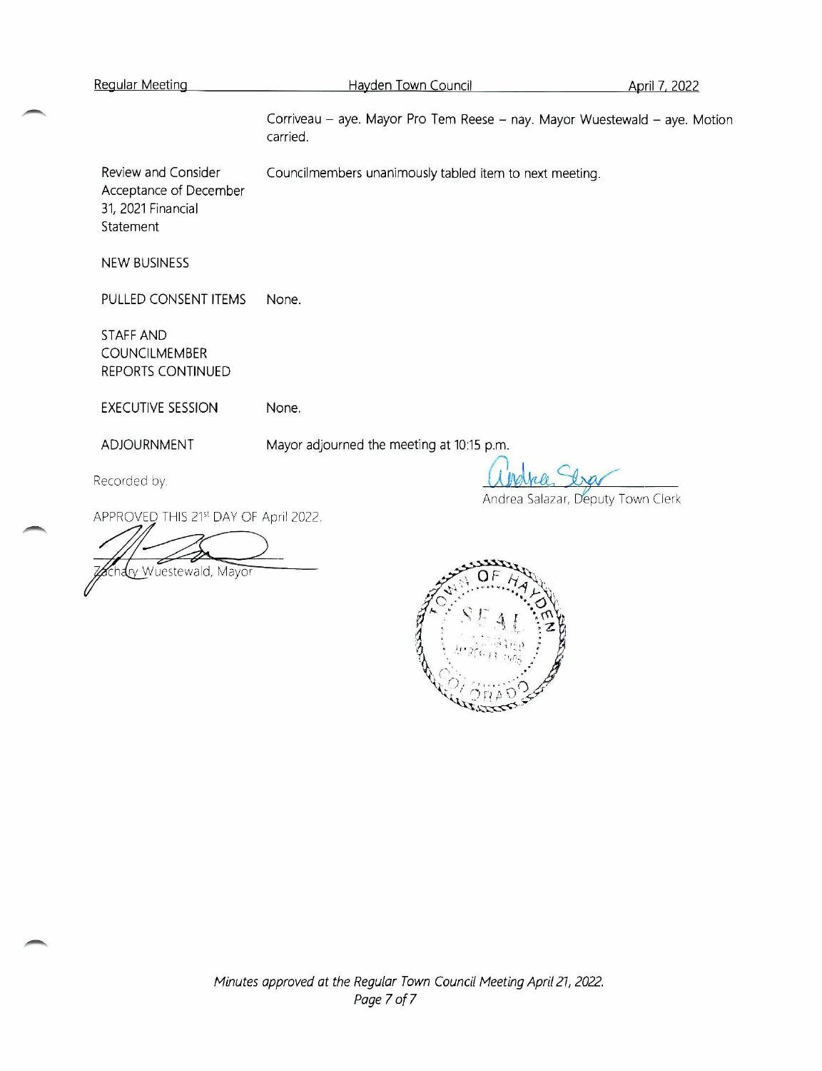Corriveau – aye. Mayor Pro Tem Reese – nay. Mayor Wuestewald – aye. Motion carried.

| | |
|---|---|
| Review and Consider Acceptance of December 31, 2021 Financial Statement | Councilmembers unanimously tabled item to next meeting. |
| NEW BUSINESS | |
| PULLED CONSENT ITEMS | None. |
| STAFF AND COUNCILMEMBER REPORTS CONTINUED | |
| EXECUTIVE SESSION | None. |
| ADJOURNMENT | Mayor adjourned the meeting at 10:15 p.m. |

Recorded by:

Andrea Salazar, Deputy Town Clerk

APPROVED THIS 21st DAY OF April 2022.

Zachary Wuestewald, Mayor

*Minutes approved at the Regular Town Council Meeting April 21, 2022.*